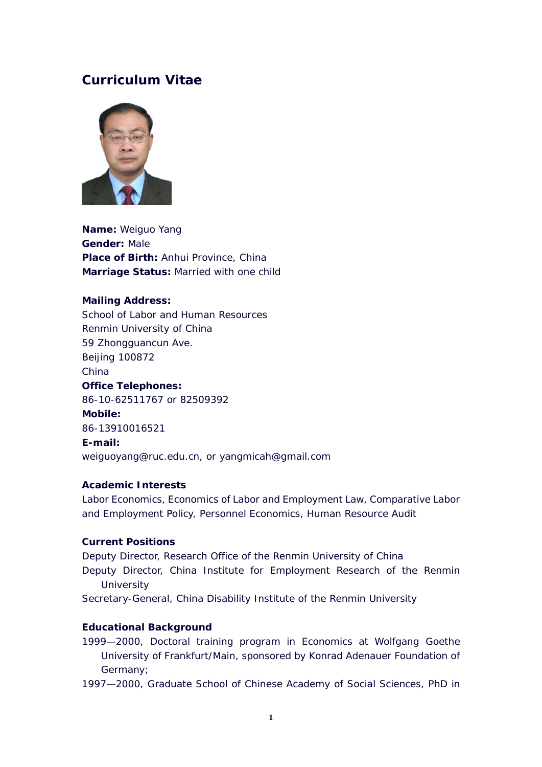# Curriculum Vitae

**Name:** Weiguo Yang
**Gender:** Male
**Place of Birth:** Anhui Province, China
**Marriage Status:** Married with one child

**Mailing Address:**
School of Labor and Human Resources
Renmin University of China
59 Zhongguancun Ave.
Beijing 100872
China
**Office Telephones:**
86-10-62511767 or 82509392
**Mobile:**
86-13910016521
**E-mail:**
weiguoyang@ruc.edu.cn, or yangmicah@gmail.com

**Academic Interests**
Labor Economics, Economics of Labor and Employment Law, Comparative Labor and Employment Policy, Personnel Economics, Human Resource Audit

**Current Positions**
Deputy Director, Research Office of the Renmin University of China
Deputy Director, China Institute for Employment Research of the Renmin University
Secretary-General, China Disability Institute of the Renmin University

**Educational Background**
1999—2000, Doctoral training program in Economics at Wolfgang Goethe University of Frankfurt/Main, sponsored by Konrad Adenauer Foundation of Germany;
1997—2000, Graduate School of Chinese Academy of Social Sciences, PhD in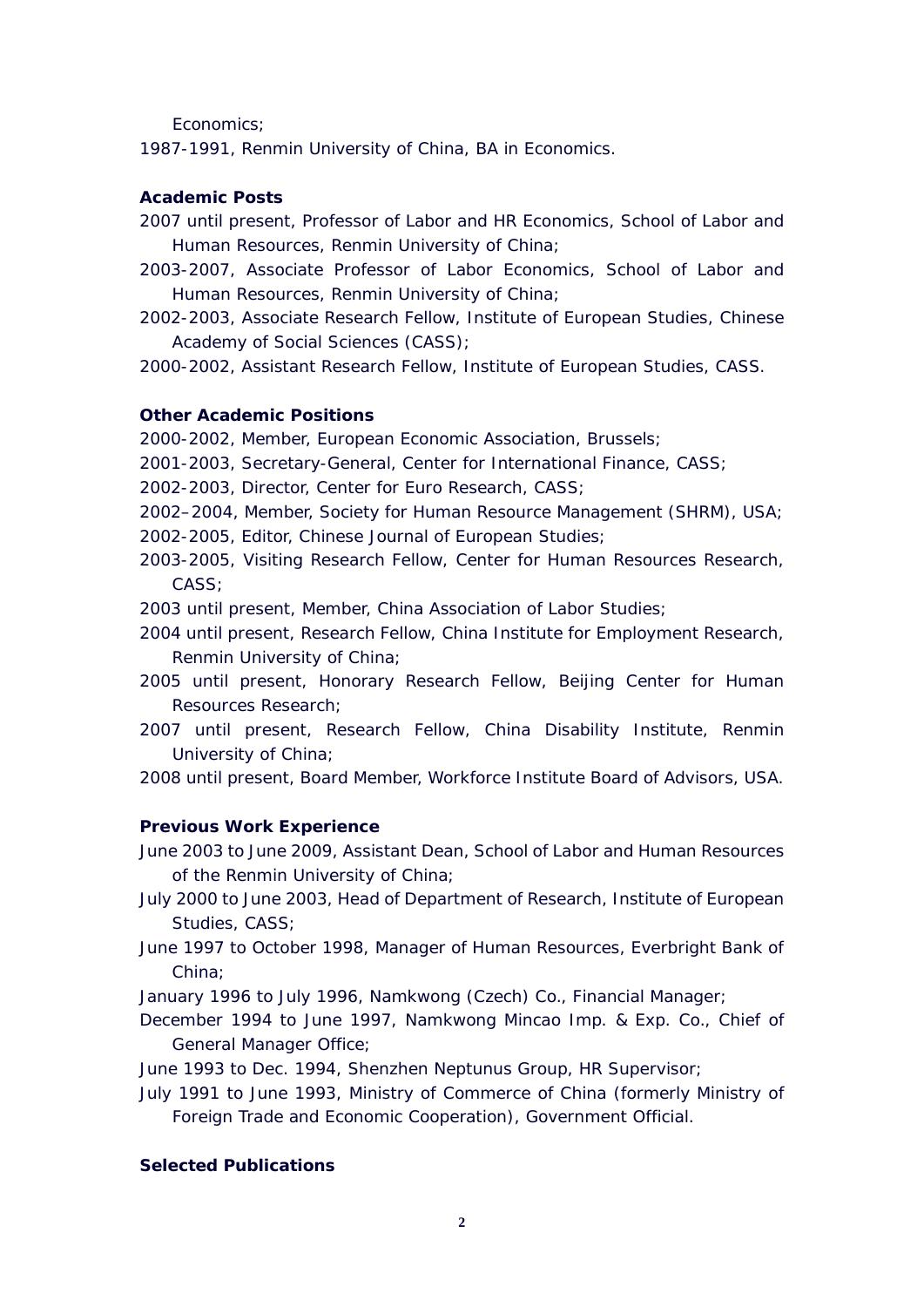Economics;

1987-1991, Renmin University of China, BA in Economics.

**Academic Posts**

2007 until present, Professor of Labor and HR Economics, School of Labor and Human Resources, Renmin University of China;

2003-2007, Associate Professor of Labor Economics, School of Labor and Human Resources, Renmin University of China;

2002-2003, Associate Research Fellow, Institute of European Studies, Chinese Academy of Social Sciences (CASS);

2000-2002, Assistant Research Fellow, Institute of European Studies, CASS.

**Other Academic Positions**

2000-2002, Member, European Economic Association, Brussels;

2001-2003, Secretary-General, Center for International Finance, CASS;

2002-2003, Director, Center for Euro Research, CASS;

2002–2004, Member, Society for Human Resource Management (SHRM), USA;

2002-2005, Editor, Chinese Journal of European Studies;

2003-2005, Visiting Research Fellow, Center for Human Resources Research, CASS;

2003 until present, Member, China Association of Labor Studies;

2004 until present, Research Fellow, China Institute for Employment Research, Renmin University of China;

2005 until present, Honorary Research Fellow, Beijing Center for Human Resources Research;

2007 until present, Research Fellow, China Disability Institute, Renmin University of China;

2008 until present, Board Member, Workforce Institute Board of Advisors, USA.

**Previous Work Experience**

June 2003 to June 2009, Assistant Dean, School of Labor and Human Resources of the Renmin University of China;

July 2000 to June 2003, Head of Department of Research, Institute of European Studies, CASS;

June 1997 to October 1998, Manager of Human Resources, Everbright Bank of China;

January 1996 to July 1996, Namkwong (Czech) Co., Financial Manager;

December 1994 to June 1997, Namkwong Mincao Imp. & Exp. Co., Chief of General Manager Office;

June 1993 to Dec. 1994, Shenzhen Neptunus Group, HR Supervisor;

July 1991 to June 1993, Ministry of Commerce of China (formerly Ministry of Foreign Trade and Economic Cooperation), Government Official.

**Selected Publications**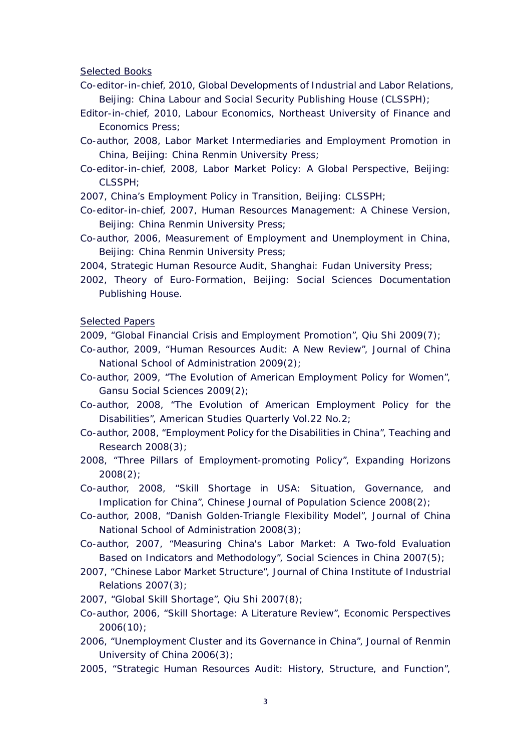Selected Books

Co-editor-in-chief, 2010, Global Developments of Industrial and Labor Relations, Beijing: China Labour and Social Security Publishing House (CLSSPH);

Editor-in-chief, 2010, Labour Economics, Northeast University of Finance and Economics Press;

Co-author, 2008, Labor Market Intermediaries and Employment Promotion in China, Beijing: China Renmin University Press;

Co-editor-in-chief, 2008, Labor Market Policy: A Global Perspective, Beijing: CLSSPH;

2007, China's Employment Policy in Transition, Beijing: CLSSPH;

Co-editor-in-chief, 2007, Human Resources Management: A Chinese Version, Beijing: China Renmin University Press;

Co-author, 2006, Measurement of Employment and Unemployment in China, Beijing: China Renmin University Press;

2004, Strategic Human Resource Audit, Shanghai: Fudan University Press;

2002, Theory of Euro-Formation, Beijing: Social Sciences Documentation Publishing House.

Selected Papers

2009, "Global Financial Crisis and Employment Promotion", Qiu Shi 2009(7);

Co-author, 2009, "Human Resources Audit: A New Review", Journal of China National School of Administration 2009(2);

Co-author, 2009, "The Evolution of American Employment Policy for Women", Gansu Social Sciences 2009(2);

Co-author, 2008, "The Evolution of American Employment Policy for the Disabilities", American Studies Quarterly Vol.22 No.2;

Co-author, 2008, "Employment Policy for the Disabilities in China", Teaching and Research 2008(3);

2008, "Three Pillars of Employment-promoting Policy", Expanding Horizons 2008(2);

Co-author, 2008, "Skill Shortage in USA: Situation, Governance, and Implication for China", Chinese Journal of Population Science 2008(2);

Co-author, 2008, "Danish Golden-Triangle Flexibility Model", Journal of China National School of Administration 2008(3);

Co-author, 2007, "Measuring China's Labor Market: A Two-fold Evaluation Based on Indicators and Methodology", Social Sciences in China 2007(5);

2007, "Chinese Labor Market Structure", Journal of China Institute of Industrial Relations 2007(3);

2007, "Global Skill Shortage", Qiu Shi 2007(8);

Co-author, 2006, "Skill Shortage: A Literature Review", Economic Perspectives 2006(10);

2006, "Unemployment Cluster and its Governance in China", Journal of Renmin University of China 2006(3);

2005, "Strategic Human Resources Audit: History, Structure, and Function",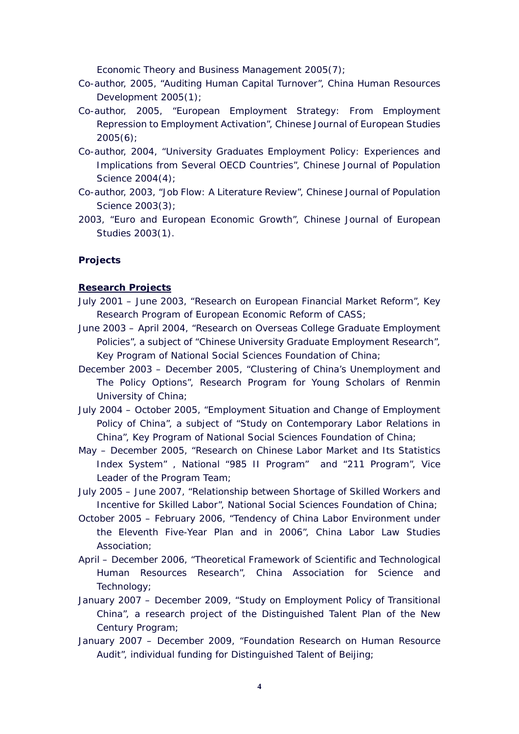Economic Theory and Business Management 2005(7);

Co-author, 2005, "Auditing Human Capital Turnover", China Human Resources Development 2005(1);

Co-author, 2005, "European Employment Strategy: From Employment Repression to Employment Activation", Chinese Journal of European Studies 2005(6);

Co-author, 2004, "University Graduates Employment Policy: Experiences and Implications from Several OECD Countries", Chinese Journal of Population Science 2004(4);

Co-author, 2003, "Job Flow: A Literature Review", Chinese Journal of Population Science 2003(3);

2003, "Euro and European Economic Growth", Chinese Journal of European Studies 2003(1).

**Projects**

**Research Projects**

July 2001 – June 2003, "Research on European Financial Market Reform", Key Research Program of European Economic Reform of CASS;

June 2003 – April 2004, "Research on Overseas College Graduate Employment Policies", a subject of "Chinese University Graduate Employment Research", Key Program of National Social Sciences Foundation of China;

December 2003 – December 2005, "Clustering of China's Unemployment and The Policy Options", Research Program for Young Scholars of Renmin University of China;

July 2004 – October 2005, "Employment Situation and Change of Employment Policy of China", a subject of "Study on Contemporary Labor Relations in China", Key Program of National Social Sciences Foundation of China;

May – December 2005, "Research on Chinese Labor Market and Its Statistics Index System" , National "985 II Program" and "211 Program", Vice Leader of the Program Team;

July 2005 – June 2007, "Relationship between Shortage of Skilled Workers and Incentive for Skilled Labor", National Social Sciences Foundation of China;

October 2005 – February 2006, "Tendency of China Labor Environment under the Eleventh Five-Year Plan and in 2006", China Labor Law Studies Association;

April – December 2006, "Theoretical Framework of Scientific and Technological Human Resources Research", China Association for Science and Technology;

January 2007 – December 2009, "Study on Employment Policy of Transitional China", a research project of the Distinguished Talent Plan of the New Century Program;

January 2007 – December 2009, "Foundation Research on Human Resource Audit", individual funding for Distinguished Talent of Beijing;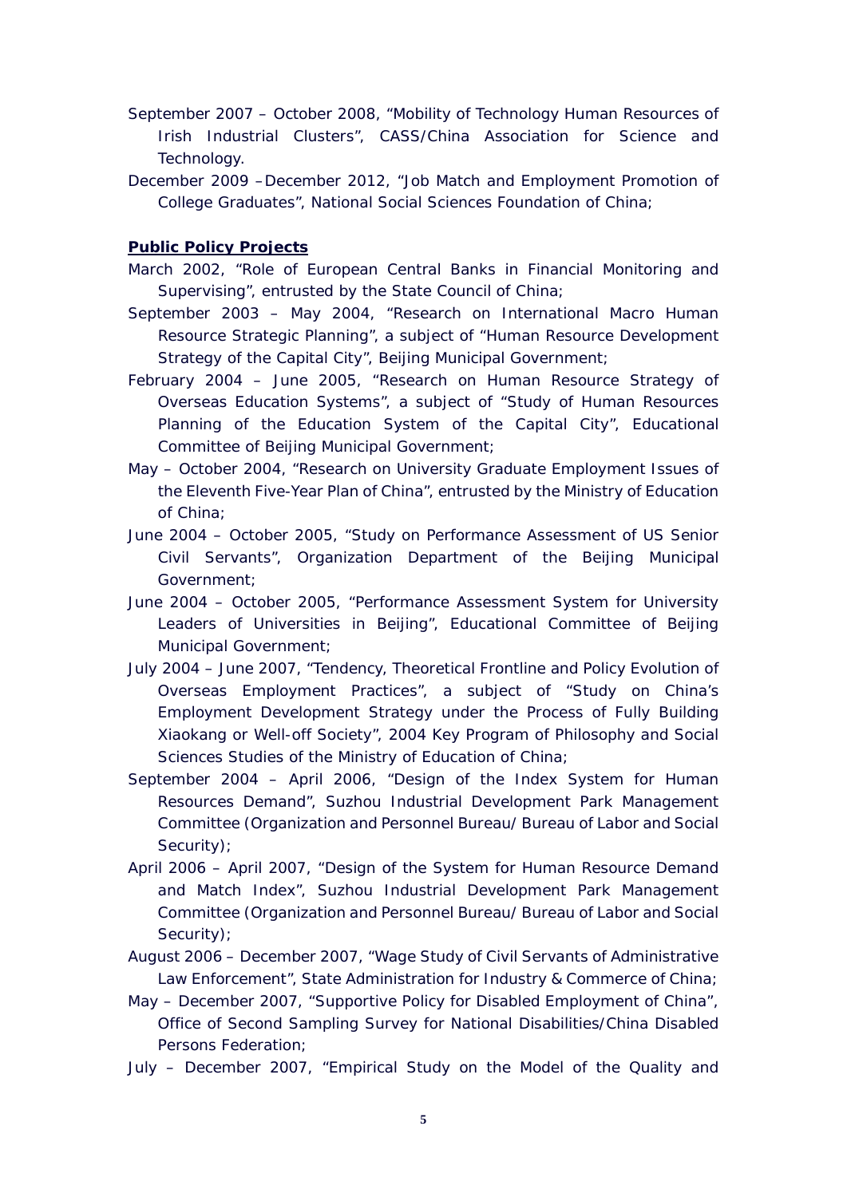September 2007 – October 2008, "Mobility of Technology Human Resources of Irish Industrial Clusters", CASS/China Association for Science and Technology.

December 2009 –December 2012, "Job Match and Employment Promotion of College Graduates", National Social Sciences Foundation of China;

**Public Policy Projects**

March 2002, "Role of European Central Banks in Financial Monitoring and Supervising", entrusted by the State Council of China;

September 2003 – May 2004, "Research on International Macro Human Resource Strategic Planning", a subject of "Human Resource Development Strategy of the Capital City", Beijing Municipal Government;

February 2004 – June 2005, "Research on Human Resource Strategy of Overseas Education Systems", a subject of "Study of Human Resources Planning of the Education System of the Capital City", Educational Committee of Beijing Municipal Government;

May – October 2004, "Research on University Graduate Employment Issues of the Eleventh Five-Year Plan of China", entrusted by the Ministry of Education of China;

June 2004 – October 2005, "Study on Performance Assessment of US Senior Civil Servants", Organization Department of the Beijing Municipal Government;

June 2004 – October 2005, "Performance Assessment System for University Leaders of Universities in Beijing", Educational Committee of Beijing Municipal Government;

July 2004 – June 2007, "Tendency, Theoretical Frontline and Policy Evolution of Overseas Employment Practices", a subject of "Study on China's Employment Development Strategy under the Process of Fully Building Xiaokang or Well-off Society", 2004 Key Program of Philosophy and Social Sciences Studies of the Ministry of Education of China;

September 2004 – April 2006, "Design of the Index System for Human Resources Demand", Suzhou Industrial Development Park Management Committee (Organization and Personnel Bureau/ Bureau of Labor and Social Security);

April 2006 – April 2007, "Design of the System for Human Resource Demand and Match Index", Suzhou Industrial Development Park Management Committee (Organization and Personnel Bureau/ Bureau of Labor and Social Security);

August 2006 – December 2007, "Wage Study of Civil Servants of Administrative Law Enforcement", State Administration for Industry & Commerce of China;

May – December 2007, "Supportive Policy for Disabled Employment of China", Office of Second Sampling Survey for National Disabilities/China Disabled Persons Federation;

July – December 2007, "Empirical Study on the Model of the Quality and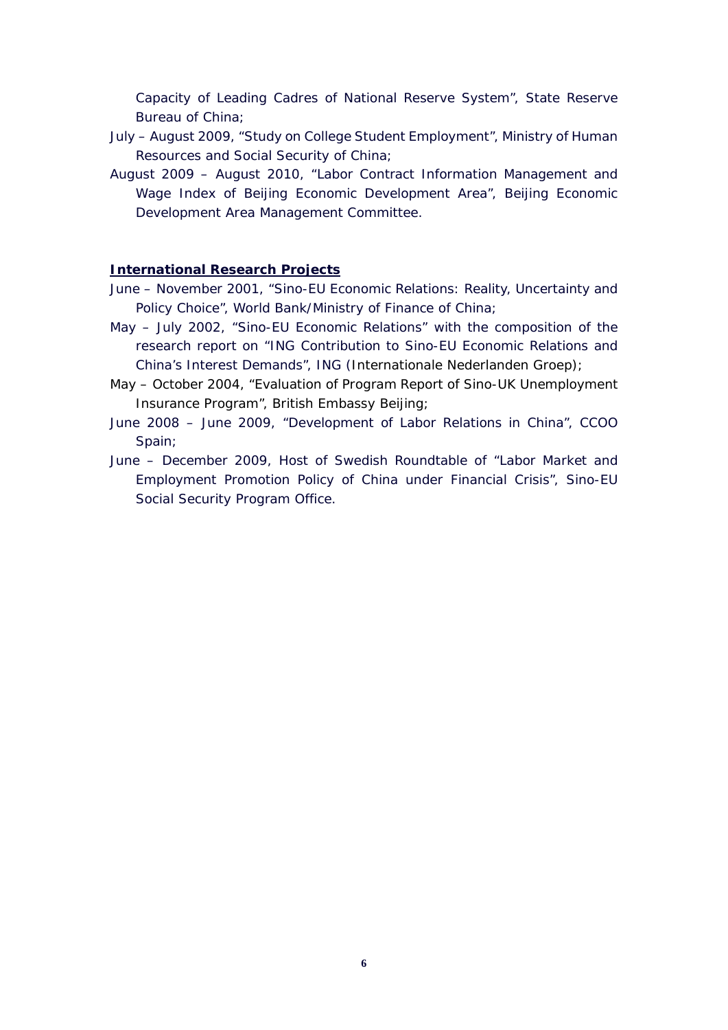Capacity of Leading Cadres of National Reserve System", State Reserve Bureau of China;

July – August 2009, "Study on College Student Employment", Ministry of Human Resources and Social Security of China;

August 2009 – August 2010, "Labor Contract Information Management and Wage Index of Beijing Economic Development Area", Beijing Economic Development Area Management Committee.

**International Research Projects**

June – November 2001, "Sino-EU Economic Relations: Reality, Uncertainty and Policy Choice", World Bank/Ministry of Finance of China;

May – July 2002, "Sino-EU Economic Relations" with the composition of the research report on "ING Contribution to Sino-EU Economic Relations and China's Interest Demands", ING (Internationale Nederlanden Groep);

May – October 2004, "Evaluation of Program Report of Sino-UK Unemployment Insurance Program", British Embassy Beijing;

June 2008 – June 2009, "Development of Labor Relations in China", CCOO Spain;

June – December 2009, Host of Swedish Roundtable of "Labor Market and Employment Promotion Policy of China under Financial Crisis", Sino-EU Social Security Program Office.